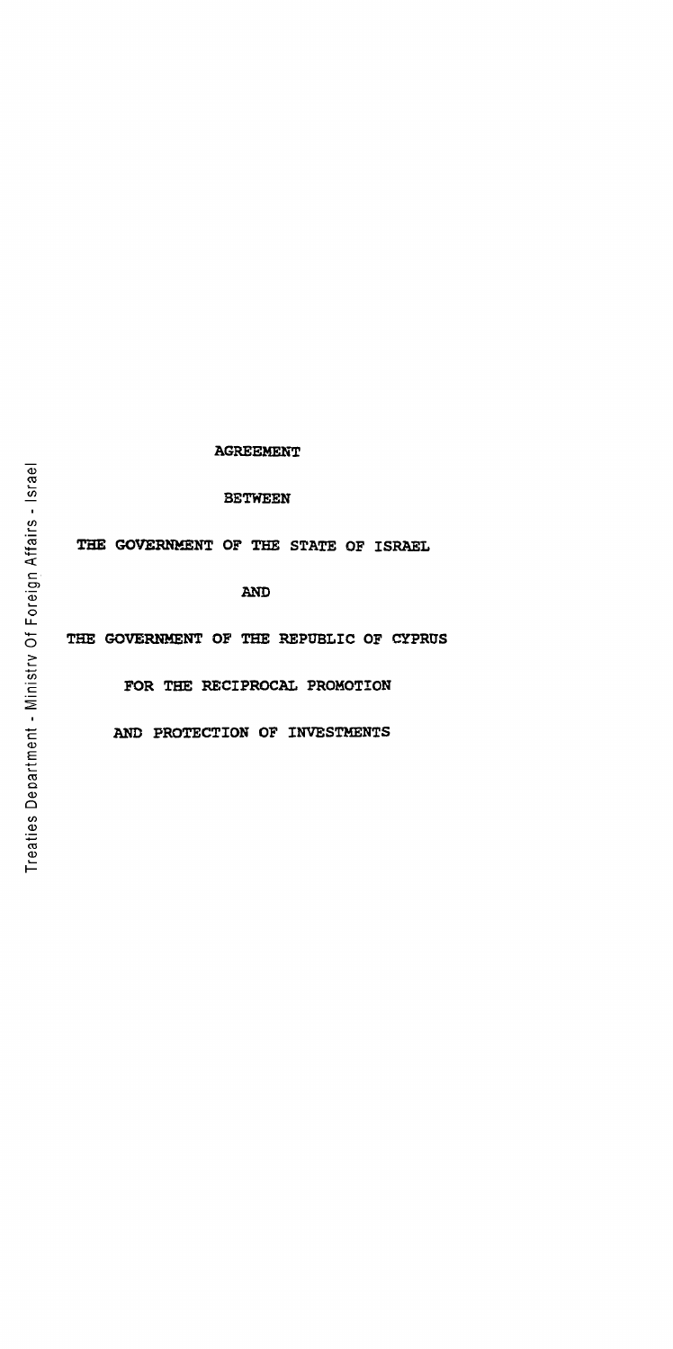# AGREEMENT

# BETWEEN

# THE GOVERNMENT OF THE STATE OF ISRAEL

# AND

# THE GOVERNMENT OF THE REPUBLIC OF CYPRUS

# FOR THE RECIPROCAL PROMOTION

# AND PROTECTION OF INVESTMENTS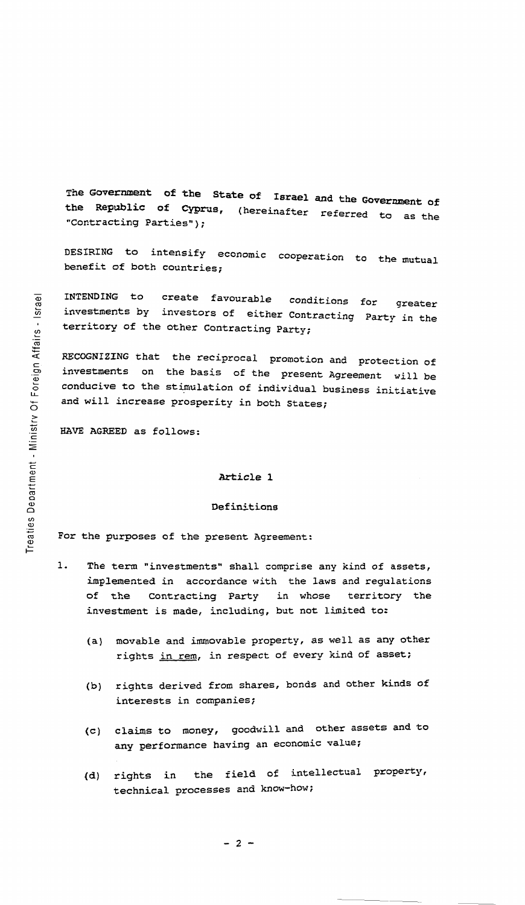The Government of the State of Israel and the Government of the Republic of Cyprus, (hereinafter referred to as the "Contracting Parties");

DESIRING to intensify economic cooperation to the mutual benefit of both countries;

INTENDING to create favourable conditions for greater investments by investors of either Contracting Party in the territory of the other Contracting Party;

RECOGNIZING that the reciprocal promotion and protection of investments on the basis of the present Agreement will be conducive to the stimulation of individual business initiative and will increase prosperity in both States;

HAVE AGREED as follows:

## Article 1

### Definitions

For the purposes of the present Agreement:

1. The term "investments" shall comprise any kind of assets, implemented in accordance with the laws and regulations of the Contracting Party in whose territory the investment is made, including, but not limited to:

   (a) movable and immovable property, as well as any other rights *in rem*, in respect of every kind of asset;

   (b) rights derived from shares, bonds and other kinds of interests in companies;

   (c) claims to money, goodwill and other assets and to any performance having an economic value;

   (d) rights in the field of intellectual property, technical processes and know-how;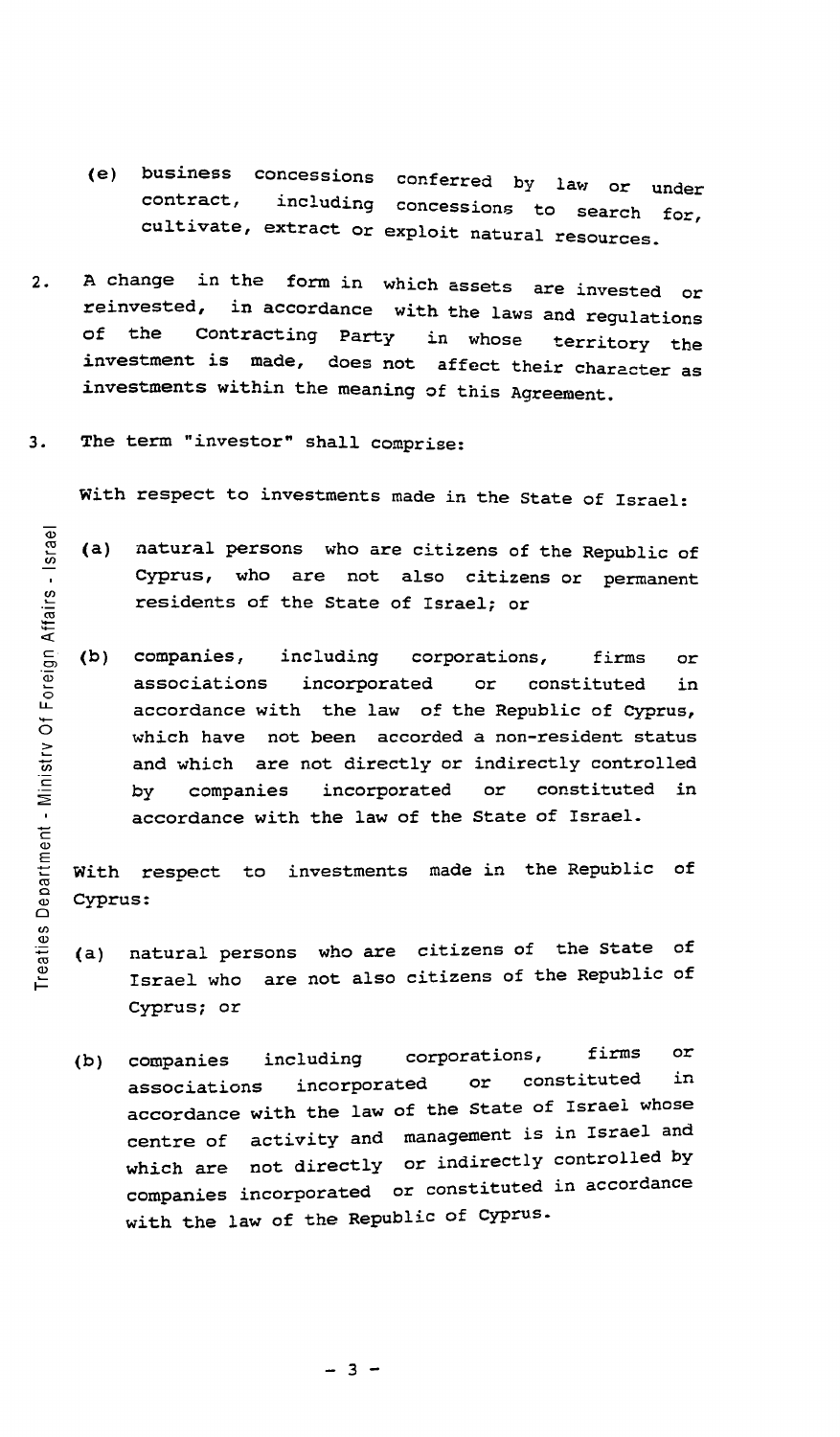(e) business concessions conferred by law or under contract, including concessions to search for, cultivate, extract or exploit natural resources.

2. A change in the form in which assets are invested or reinvested, in accordance with the laws and regulations of the Contracting Party in whose territory the investment is made, does not affect their character as investments within the meaning of this Agreement.

3. The term "investor" shall comprise:

   With respect to investments made in the State of Israel:

   (a) natural persons who are citizens of the Republic of Cyprus, who are not also citizens or permanent residents of the State of Israel; or

   (b) companies, including corporations, firms or associations incorporated or constituted in accordance with the law of the Republic of Cyprus, which have not been accorded a non-resident status and which are not directly or indirectly controlled by companies incorporated or constituted in accordance with the law of the State of Israel.

   With respect to investments made in the Republic of Cyprus:

   (a) natural persons who are citizens of the State of Israel who are not also citizens of the Republic of Cyprus; or

   (b) companies including corporations, firms or associations incorporated or constituted in accordance with the law of the State of Israel whose centre of activity and management is in Israel and which are not directly or indirectly controlled by companies incorporated or constituted in accordance with the law of the Republic of Cyprus.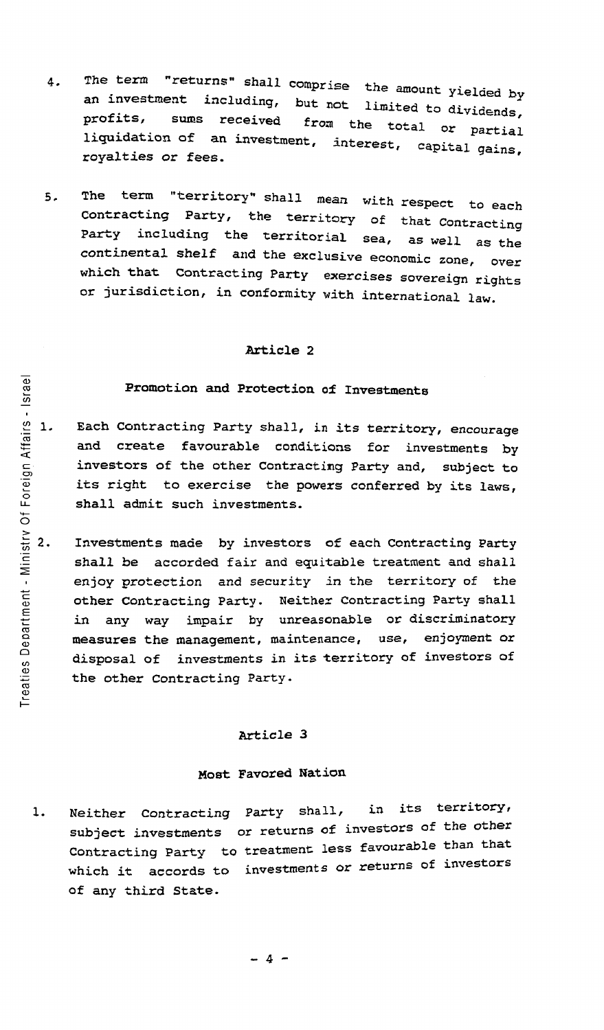4. The term "returns" shall comprise the amount yielded by an investment including, but not limited to dividends, profits, sums received from the total or partial liquidation of an investment, interest, capital gains, royalties or fees.

5. The term "territory" shall mean with respect to each Contracting Party, the territory of that Contracting Party including the territorial sea, as well as the continental shelf and the exclusive economic zone, over which that Contracting Party exercises sovereign rights or jurisdiction, in conformity with international law.

## Article 2

### Promotion and Protection of Investments

1. Each Contracting Party shall, in its territory, encourage and create favourable conditions for investments by investors of the other Contracting Party and, subject to its right to exercise the powers conferred by its laws, shall admit such investments.

2. Investments made by investors of each Contracting Party shall be accorded fair and equitable treatment and shall enjoy protection and security in the territory of the other Contracting Party. Neither Contracting Party shall in any way impair by unreasonable or discriminatory measures the management, maintenance, use, enjoyment or disposal of investments in its territory of investors of the other Contracting Party.

## Article 3

### Most Favored Nation

1. Neither Contracting Party shall, in its territory, subject investments or returns of investors of the other Contracting Party to treatment less favourable than that which it accords to investments or returns of investors of any third State.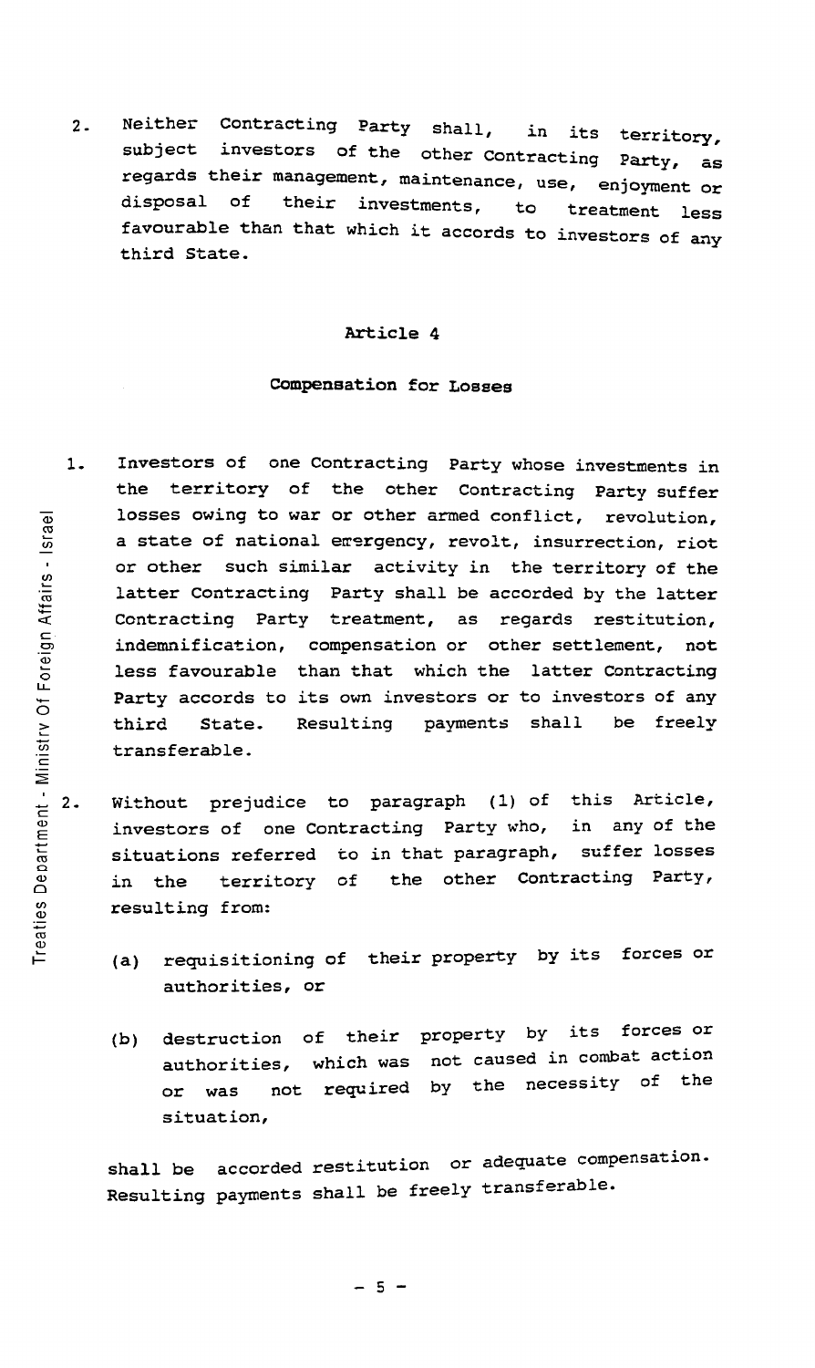2. Neither Contracting Party shall, in its territory, subject investors of the other Contracting Party, as regards their management, maintenance, use, enjoyment or disposal of their investments, to treatment less favourable than that which it accords to investors of any third State.

## Article 4

## Compensation for Losses

1. Investors of one Contracting Party whose investments in the territory of the other Contracting Party suffer losses owing to war or other armed conflict, revolution, a state of national emergency, revolt, insurrection, riot or other such similar activity in the territory of the latter Contracting Party shall be accorded by the latter Contracting Party treatment, as regards restitution, indemnification, compensation or other settlement, not less favourable than that which the latter Contracting Party accords to its own investors or to investors of any third State. Resulting payments shall be freely transferable.

2. Without prejudice to paragraph (1) of this Article, investors of one Contracting Party who, in any of the situations referred to in that paragraph, suffer losses in the territory of the other Contracting Party, resulting from:

   (a) requisitioning of their property by its forces or authorities, or

   (b) destruction of their property by its forces or authorities, which was not caused in combat action or was not required by the necessity of the situation,

   shall be accorded restitution or adequate compensation. Resulting payments shall be freely transferable.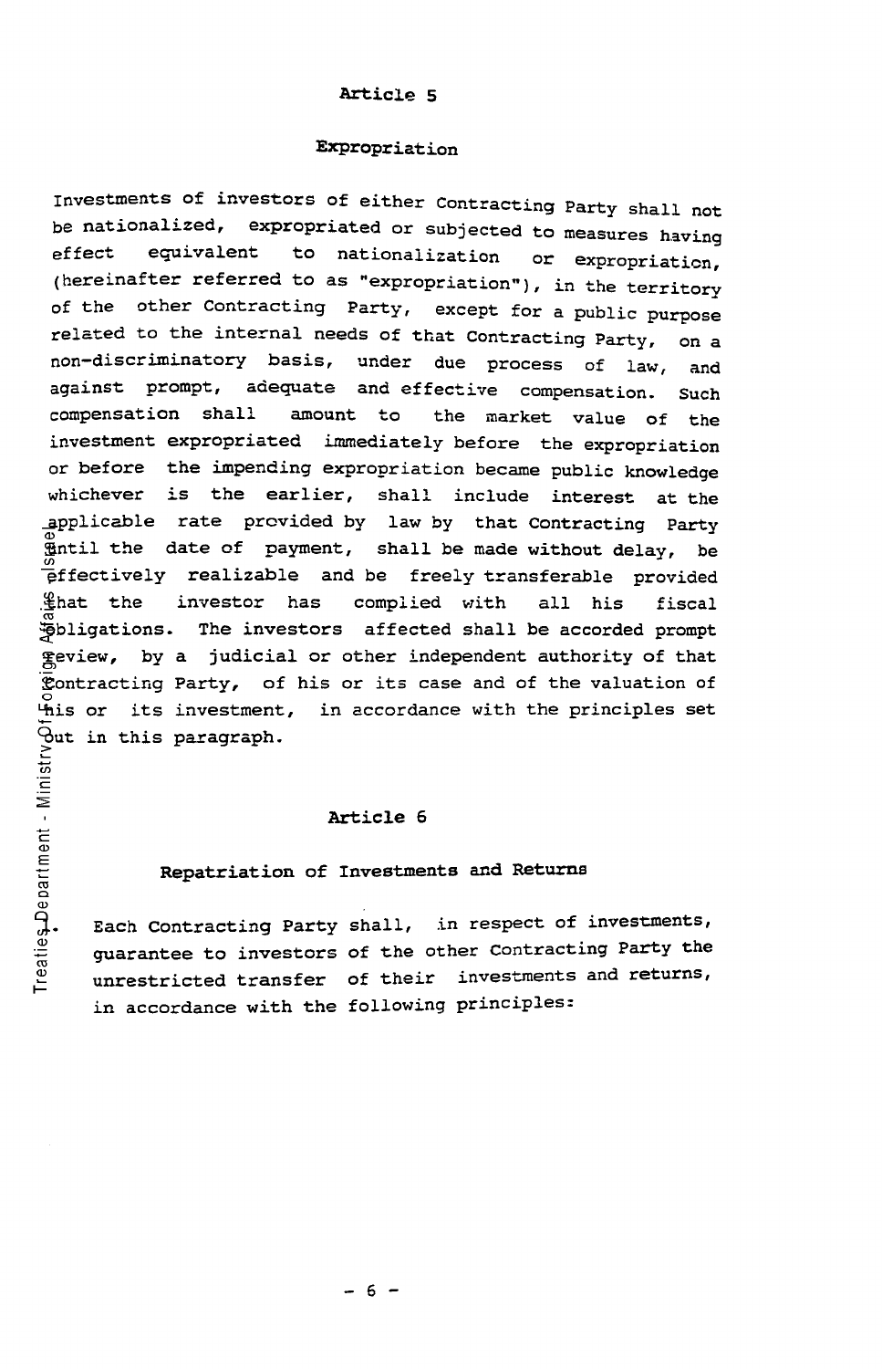## Article 5

### Expropriation

Investments of investors of either Contracting Party shall not be nationalized, expropriated or subjected to measures having effect equivalent to nationalization or expropriation, (hereinafter referred to as "expropriation"), in the territory of the other Contracting Party, except for a public purpose related to the internal needs of that Contracting Party, on a non-discriminatory basis, under due process of law, and against prompt, adequate and effective compensation. Such compensation shall amount to the market value of the investment expropriated immediately before the expropriation or before the impending expropriation became public knowledge whichever is the earlier, shall include interest at the applicable rate provided by law by that Contracting Party until the date of payment, shall be made without delay, be effectively realizable and be freely transferable provided that the investor has complied with all his fiscal obligations. The investors affected shall be accorded prompt review, by a judicial or other independent authority of that Contracting Party, of his or its case and of the valuation of his or its investment, in accordance with the principles set out in this paragraph.

## Article 6

### Repatriation of Investments and Returns

1. Each Contracting Party shall, in respect of investments, guarantee to investors of the other Contracting Party the unrestricted transfer of their investments and returns, in accordance with the following principles: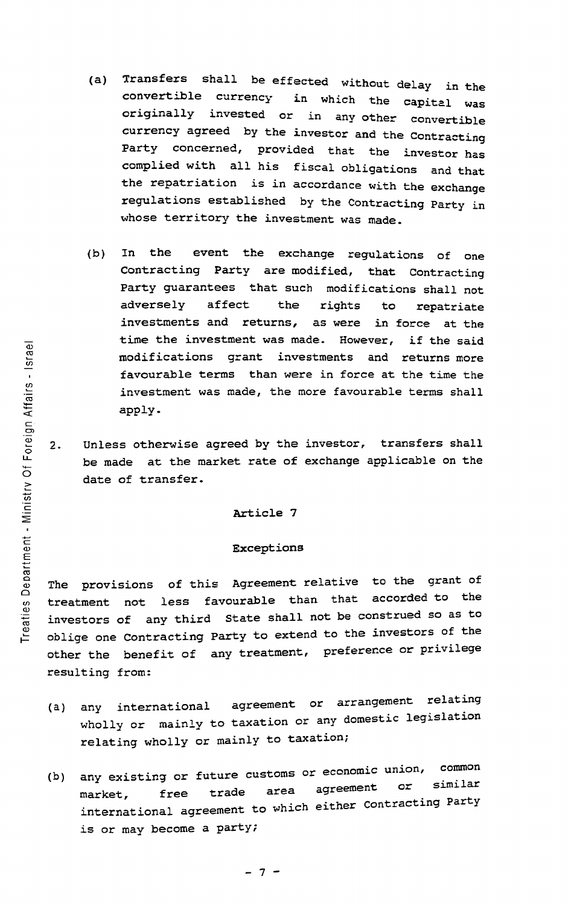(a) Transfers shall be effected without delay in the convertible currency in which the capital was originally invested or in any other convertible currency agreed by the investor and the Contracting Party concerned, provided that the investor has complied with all his fiscal obligations and that the repatriation is in accordance with the exchange regulations established by the Contracting Party in whose territory the investment was made.

(b) In the event the exchange regulations of one Contracting Party are modified, that Contracting Party guarantees that such modifications shall not adversely affect the rights to repatriate investments and returns, as were in force at the time the investment was made. However, if the said modifications grant investments and returns more favourable terms than were in force at the time the investment was made, the more favourable terms shall apply.

2. Unless otherwise agreed by the investor, transfers shall be made at the market rate of exchange applicable on the date of transfer.

## Article 7

## Exceptions

The provisions of this Agreement relative to the grant of treatment not less favourable than that accorded to the investors of any third State shall not be construed so as to oblige one Contracting Party to extend to the investors of the other the benefit of any treatment, preference or privilege resulting from:

(a) any international agreement or arrangement relating wholly or mainly to taxation or any domestic legislation relating wholly or mainly to taxation;

(b) any existing or future customs or economic union, common market, free trade area agreement or similar international agreement to which either Contracting Party is or may become a party;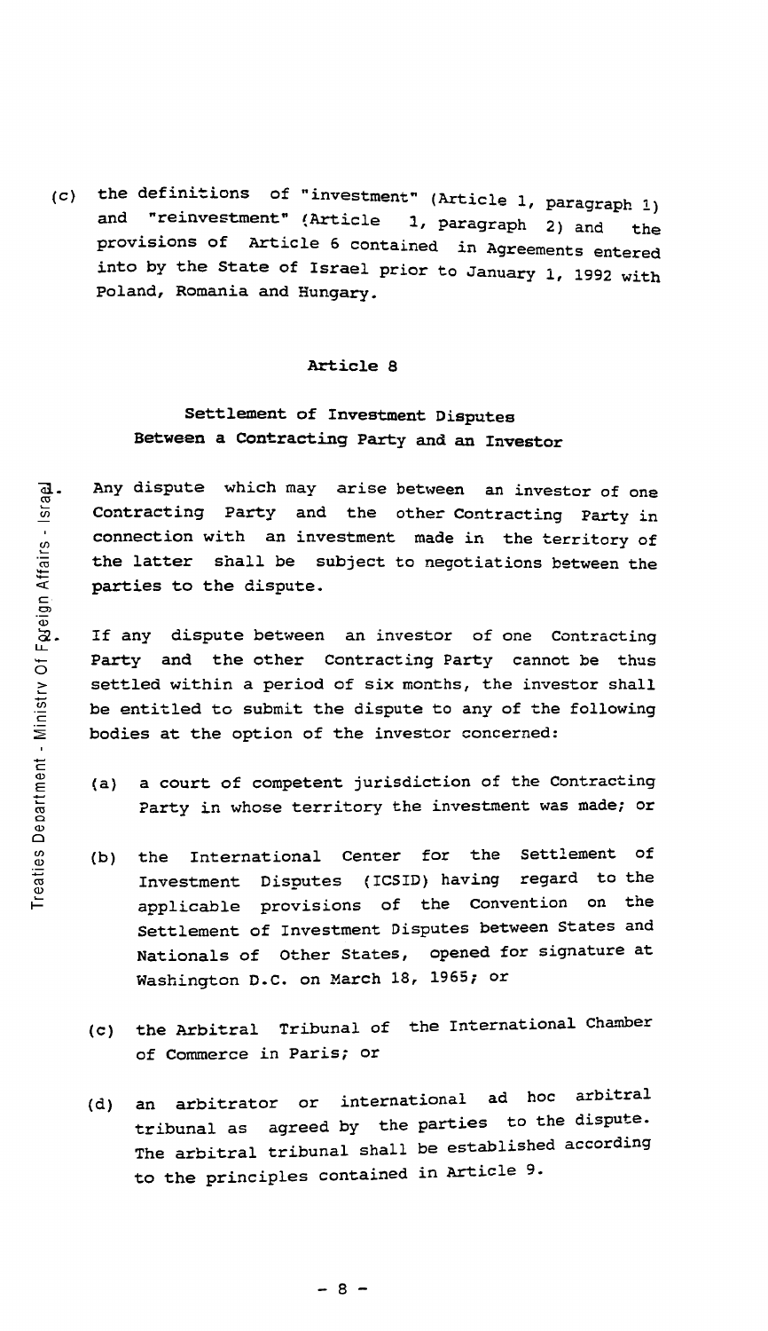(c) the definitions of "investment" (Article 1, paragraph 1) and "reinvestment" (Article 1, paragraph 2) and the provisions of Article 6 contained in Agreements entered into by the State of Israel prior to January 1, 1992 with Poland, Romania and Hungary.

### Article 8

### Settlement of Investment Disputes Between a Contracting Party and an Investor

1. Any dispute which may arise between an investor of one Contracting Party and the other Contracting Party in connection with an investment made in the territory of the latter shall be subject to negotiations between the parties to the dispute.

2. If any dispute between an investor of one Contracting Party and the other Contracting Party cannot be thus settled within a period of six months, the investor shall be entitled to submit the dispute to any of the following bodies at the option of the investor concerned:

   (a) a court of competent jurisdiction of the Contracting Party in whose territory the investment was made; or

   (b) the International Center for the Settlement of Investment Disputes (ICSID) having regard to the applicable provisions of the Convention on the Settlement of Investment Disputes between States and Nationals of Other States, opened for signature at Washington D.C. on March 18, 1965; or

   (c) the Arbitral Tribunal of the International Chamber of Commerce in Paris; or

   (d) an arbitrator or international ad hoc arbitral tribunal as agreed by the parties to the dispute. The arbitral tribunal shall be established according to the principles contained in Article 9.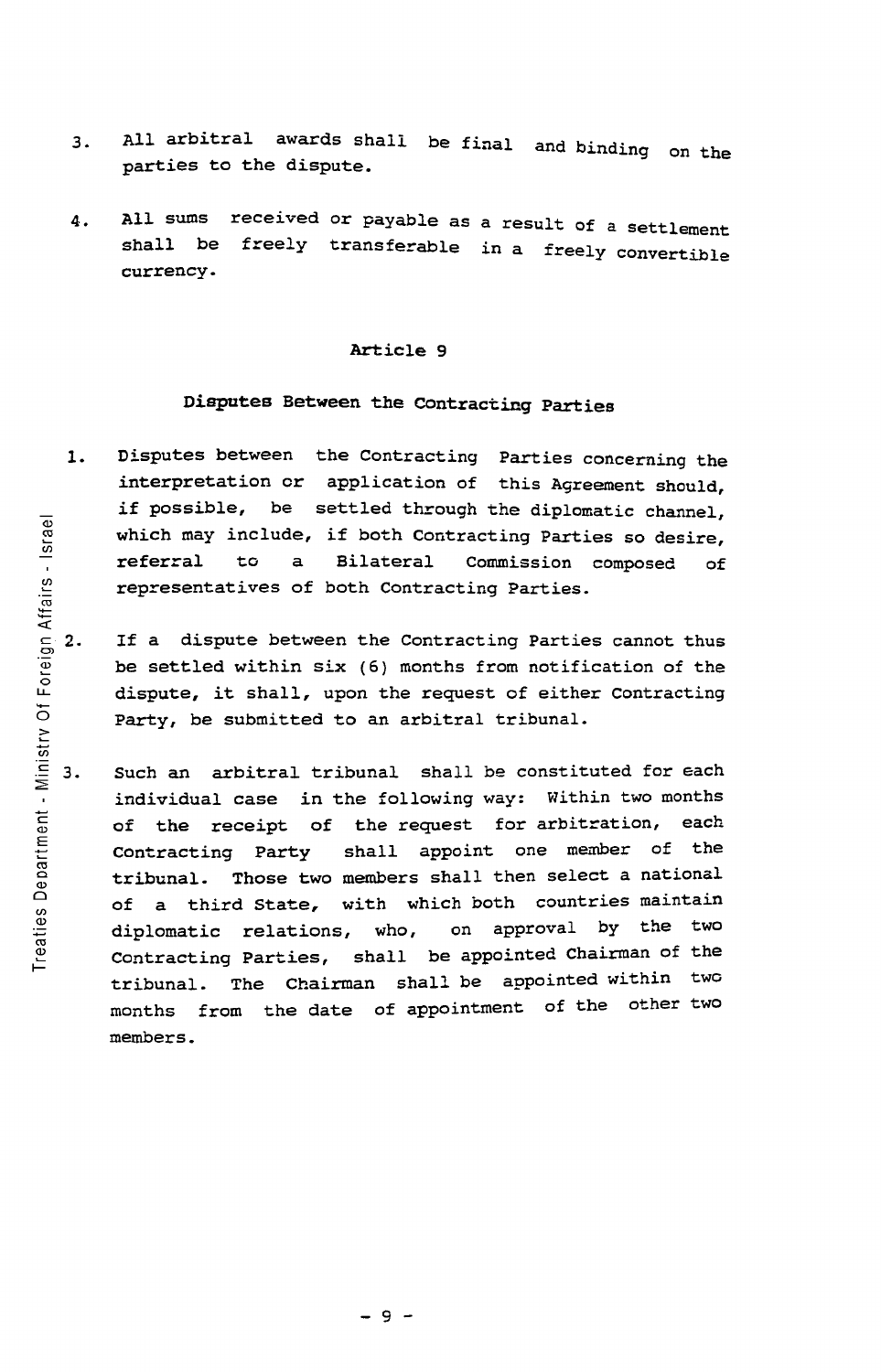3. All arbitral awards shall be final and binding on the parties to the dispute.

4. All sums received or payable as a result of a settlement shall be freely transferable in a freely convertible currency.

## Article 9

### Disputes Between the Contracting Parties

1. Disputes between the Contracting Parties concerning the interpretation or application of this Agreement should, if possible, be settled through the diplomatic channel, which may include, if both Contracting Parties so desire, referral to a Bilateral Commission composed of representatives of both Contracting Parties.

2. If a dispute between the Contracting Parties cannot thus be settled within six (6) months from notification of the dispute, it shall, upon the request of either Contracting Party, be submitted to an arbitral tribunal.

3. Such an arbitral tribunal shall be constituted for each individual case in the following way: Within two months of the receipt of the request for arbitration, each Contracting Party shall appoint one member of the tribunal. Those two members shall then select a national of a third State, with which both countries maintain diplomatic relations, who, on approval by the two Contracting Parties, shall be appointed Chairman of the tribunal. The Chairman shall be appointed within two months from the date of appointment of the other two members.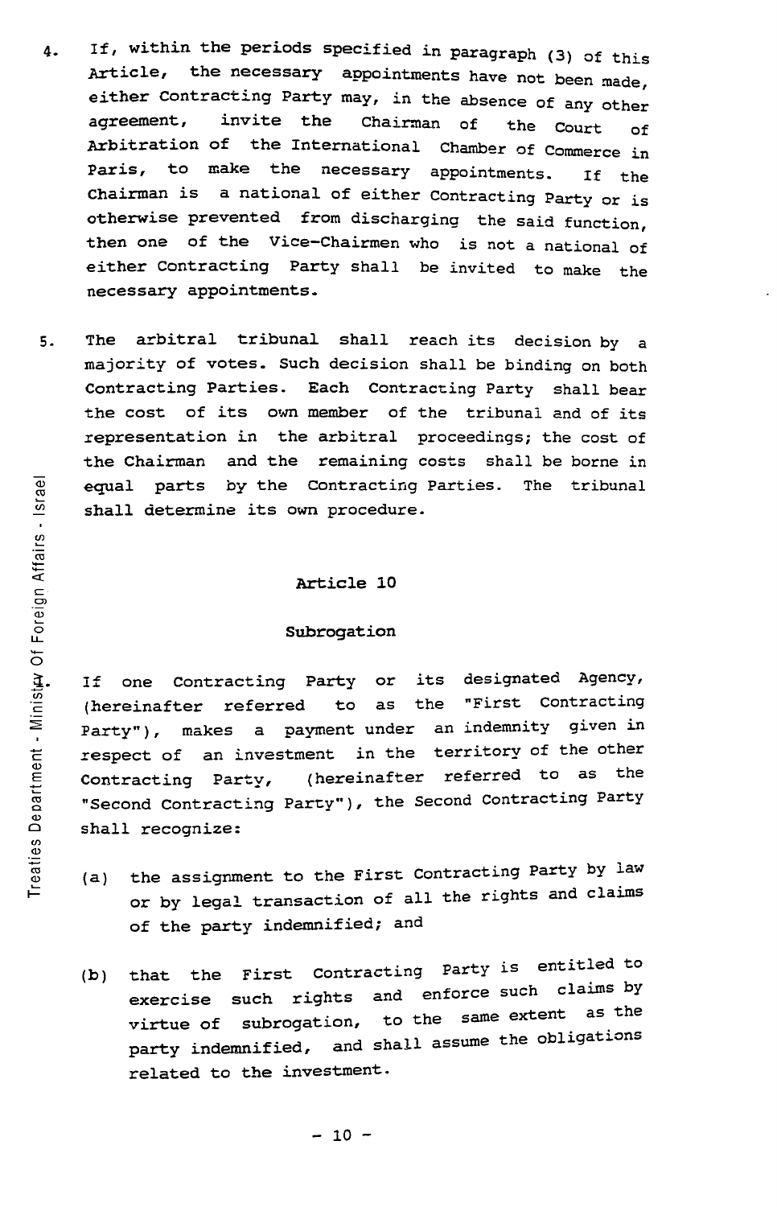4. If, within the periods specified in paragraph (3) of this Article, the necessary appointments have not been made, either Contracting Party may, in the absence of any other agreement, invite the Chairman of the Court of Arbitration of the International Chamber of Commerce in Paris, to make the necessary appointments. If the Chairman is a national of either Contracting Party or is otherwise prevented from discharging the said function, then one of the Vice-Chairmen who is not a national of either Contracting Party shall be invited to make the necessary appointments.

5. The arbitral tribunal shall reach its decision by a majority of votes. Such decision shall be binding on both Contracting Parties. Each Contracting Party shall bear the cost of its own member of the tribunal and of its representation in the arbitral proceedings; the cost of the Chairman and the remaining costs shall be borne in equal parts by the Contracting Parties. The tribunal shall determine its own procedure.

## Article 10

### Subrogation

1. If one Contracting Party or its designated Agency, (hereinafter referred to as the "First Contracting Party"), makes a payment under an indemnity given in respect of an investment in the territory of the other Contracting Party, (hereinafter referred to as the "Second Contracting Party"), the Second Contracting Party shall recognize:

   (a) the assignment to the First Contracting Party by law or by legal transaction of all the rights and claims of the party indemnified; and

   (b) that the First Contracting Party is entitled to exercise such rights and enforce such claims by virtue of subrogation, to the same extent as the party indemnified, and shall assume the obligations related to the investment.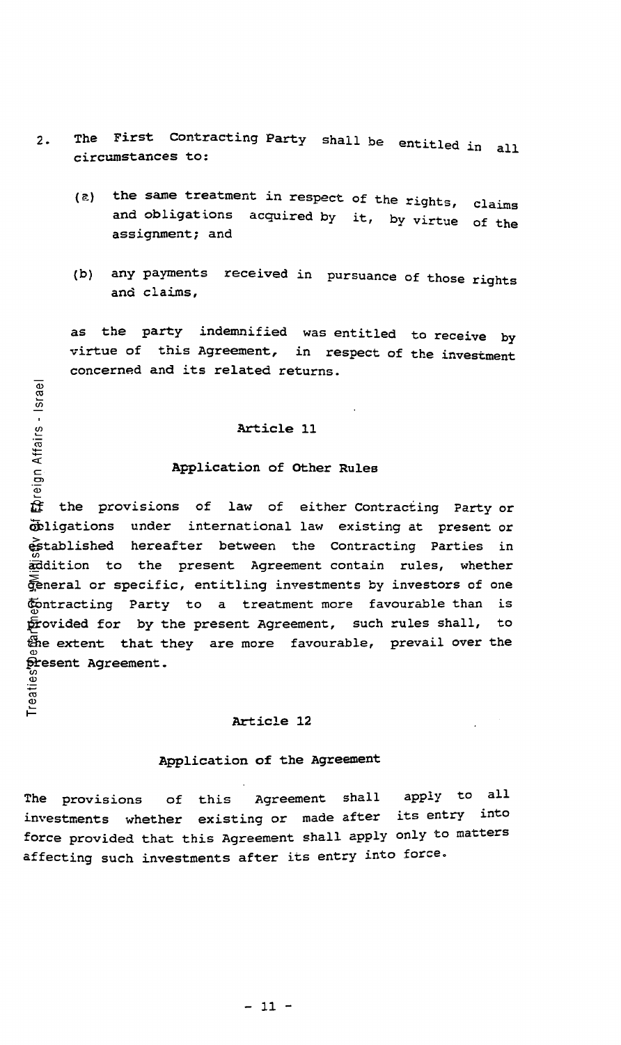2. The First Contracting Party shall be entitled in all circumstances to:

   (a) the same treatment in respect of the rights, claims and obligations acquired by it, by virtue of the assignment; and

   (b) any payments received in pursuance of those rights and claims,

   as the party indemnified was entitled to receive by virtue of this Agreement, in respect of the investment concerned and its related returns.

## Article 11

### Application of Other Rules

If the provisions of law of either Contracting Party or obligations under international law existing at present or established hereafter between the Contracting Parties in addition to the present Agreement contain rules, whether general or specific, entitling investments by investors of one Contracting Party to a treatment more favourable than is provided for by the present Agreement, such rules shall, to the extent that they are more favourable, prevail over the present Agreement.

## Article 12

### Application of the Agreement

The provisions of this Agreement shall apply to all investments whether existing or made after its entry into force provided that this Agreement shall apply only to matters affecting such investments after its entry into force.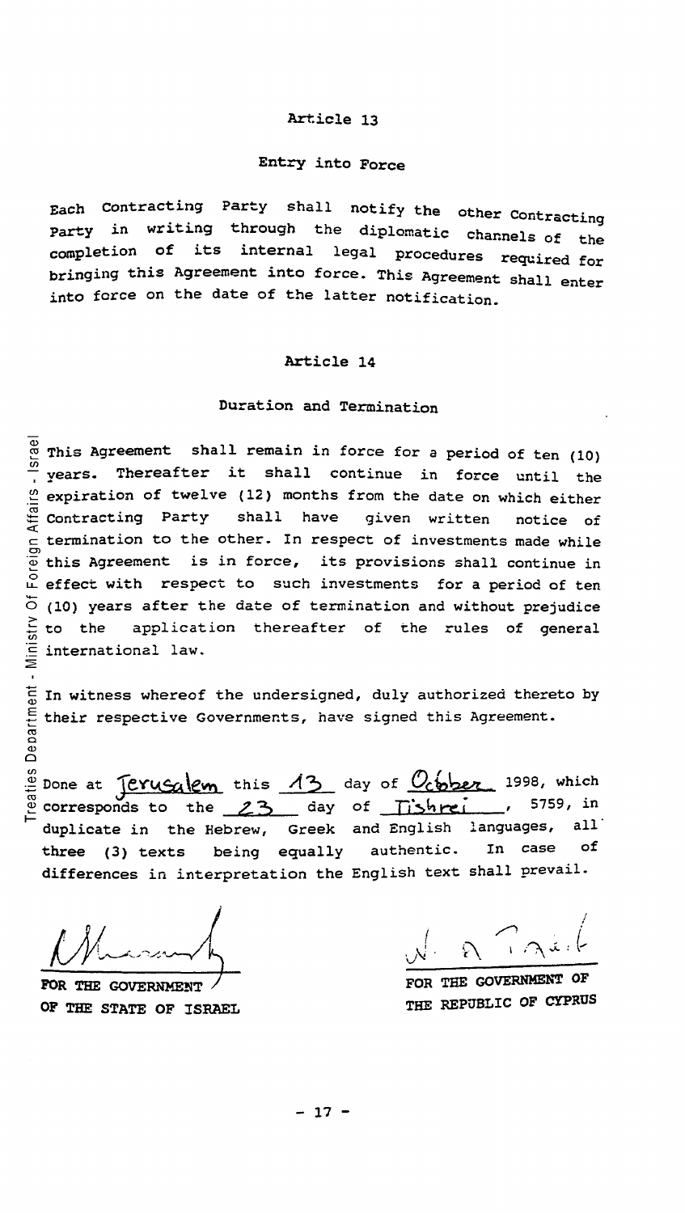## Article 13

### Entry into Force

Each Contracting Party shall notify the other Contracting Party in writing through the diplomatic channels of the completion of its internal legal procedures required for bringing this Agreement into force. This Agreement shall enter into force on the date of the latter notification.

## Article 14

### Duration and Termination

This Agreement shall remain in force for a period of ten (10) years. Thereafter it shall continue in force until the expiration of twelve (12) months from the date on which either Contracting Party shall have given written notice of termination to the other. In respect of investments made while this Agreement is in force, its provisions shall continue in effect with respect to such investments for a period of ten (10) years after the date of termination and without prejudice to the application thereafter of the rules of general international law.

In witness whereof the undersigned, duly authorized thereto by their respective Governments, have signed this Agreement.

Done at Jerusalem this 13 day of October 1998, which corresponds to the 23 day of Tishrei, 5759, in duplicate in the Hebrew, Greek and English languages, all three (3) texts being equally authentic. In case of differences in interpretation the English text shall prevail.

| | |
|---|---|
| FOR THE GOVERNMENT OF THE STATE OF ISRAEL | FOR THE GOVERNMENT OF THE REPUBLIC OF CYPRUS |